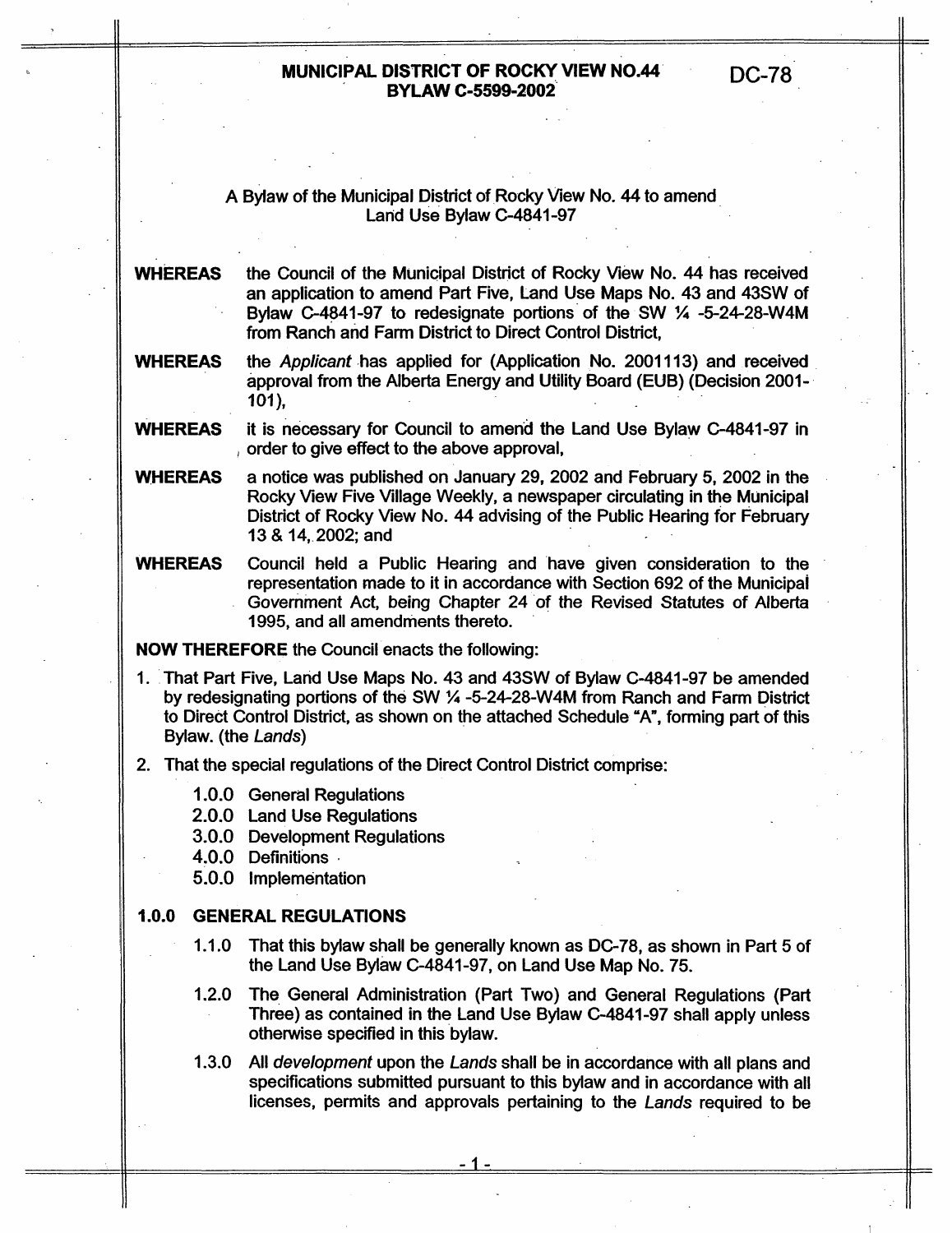# MUNICIPAL DISTRICT OF ROCKY VIEW NO.44
# BYLAW C-5599-2002

DC-78

A Bylaw of the Municipal District of Rocky View No. 44 to amend Land Use Bylaw C-4841-97

**WHEREAS** the Council of the Municipal District of Rocky View No. 44 has received an application to amend Part Five, Land Use Maps No. 43 and 43SW of Bylaw C-4841-97 to redesignate portions of the SW ¼ -5-24-28-W4M from Ranch and Farm District to Direct Control District,

**WHEREAS** the *Applicant* has applied for (Application No. 2001113) and received approval from the Alberta Energy and Utility Board (EUB) (Decision 2001-101),

**WHEREAS** it is necessary for Council to amend the Land Use Bylaw C-4841-97 in order to give effect to the above approval,

**WHEREAS** a notice was published on January 29, 2002 and February 5, 2002 in the Rocky View Five Village Weekly, a newspaper circulating in the Municipal District of Rocky View No. 44 advising of the Public Hearing for February 13 & 14, 2002; and

**WHEREAS** Council held a Public Hearing and have given consideration to the representation made to it in accordance with Section 692 of the Municipal Government Act, being Chapter 24 of the Revised Statutes of Alberta 1995, and all amendments thereto.

**NOW THEREFORE** the Council enacts the following:

1. That Part Five, Land Use Maps No. 43 and 43SW of Bylaw C-4841-97 be amended by redesignating portions of the SW ¼ -5-24-28-W4M from Ranch and Farm District to Direct Control District, as shown on the attached Schedule "A", forming part of this Bylaw. (the *Lands*)

2. That the special regulations of the Direct Control District comprise:

   - 1.0.0 General Regulations
   - 2.0.0 Land Use Regulations
   - 3.0.0 Development Regulations
   - 4.0.0 Definitions
   - 5.0.0 Implementation

## 1.0.0 GENERAL REGULATIONS

1.1.0 That this bylaw shall be generally known as DC-78, as shown in Part 5 of the Land Use Bylaw C-4841-97, on Land Use Map No. 75.

1.2.0 The General Administration (Part Two) and General Regulations (Part Three) as contained in the Land Use Bylaw C-4841-97 shall apply unless otherwise specified in this bylaw.

1.3.0 All *development* upon the *Lands* shall be in accordance with all plans and specifications submitted pursuant to this bylaw and in accordance with all licenses, permits and approvals pertaining to the *Lands* required to be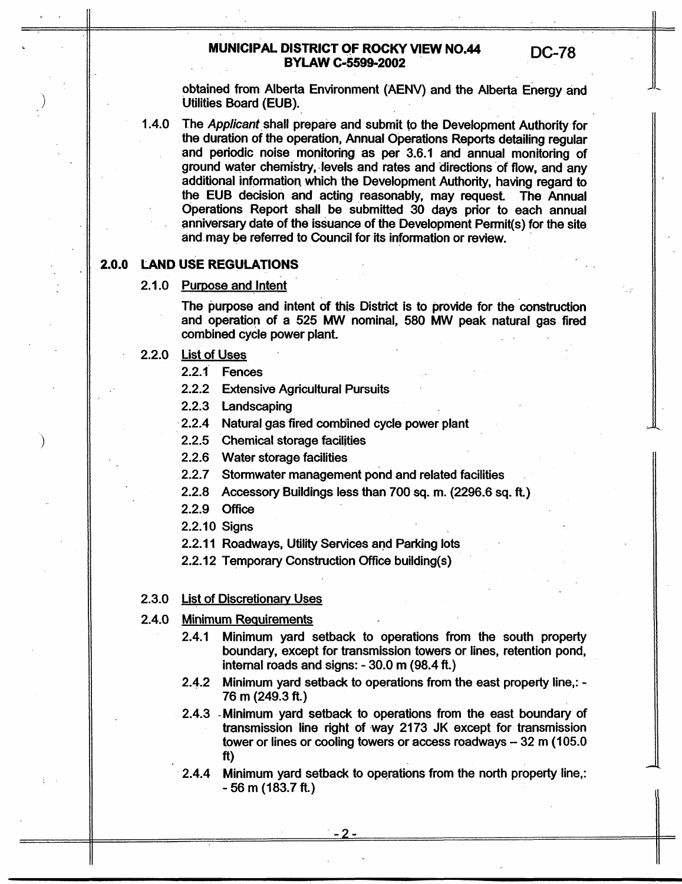obtained from Alberta Environment (AENV) and the Alberta Energy and Utilities Board (EUB).

1.4.0 The *Applicant* shall prepare and submit to the Development Authority for the duration of the operation, Annual Operations Reports detailing regular and periodic noise monitoring as per 3.6.1 and annual monitoring of ground water chemistry, levels and rates and directions of flow, and any additional information which the Development Authority, having regard to the EUB decision and acting reasonably, may request. The Annual Operations Report shall be submitted 30 days prior to each annual anniversary date of the issuance of the Development Permit(s) for the site and may be referred to Council for its information or review.

## 2.0.0 LAND USE REGULATIONS

2.1.0 Purpose and Intent

The purpose and intent of this District is to provide for the construction and operation of a 525 MW nominal, 580 MW peak natural gas fired combined cycle power plant.

2.2.0 List of Uses

- 2.2.1 Fences
- 2.2.2 Extensive Agricultural Pursuits
- 2.2.3 Landscaping
- 2.2.4 Natural gas fired combined cycle power plant
- 2.2.5 Chemical storage facilities
- 2.2.6 Water storage facilities
- 2.2.7 Stormwater management pond and related facilities
- 2.2.8 Accessory Buildings less than 700 sq. m. (2296.6 sq. ft.)
- 2.2.9 Office
- 2.2.10 Signs
- 2.2.11 Roadways, Utility Services and Parking lots
- 2.2.12 Temporary Construction Office building(s)

2.3.0 List of Discretionary Uses

2.4.0 Minimum Requirements

- 2.4.1 Minimum yard setback to operations from the south property boundary, except for transmission towers or lines, retention pond, internal roads and signs: - 30.0 m (98.4 ft.)
- 2.4.2 Minimum yard setback to operations from the east property line,: - 76 m (249.3 ft.)
- 2.4.3 Minimum yard setback to operations from the east boundary of transmission line right of way 2173 JK except for transmission tower or lines or cooling towers or access roadways – 32 m (105.0 ft)
- 2.4.4 Minimum yard setback to operations from the north property line,: - 56 m (183.7 ft.)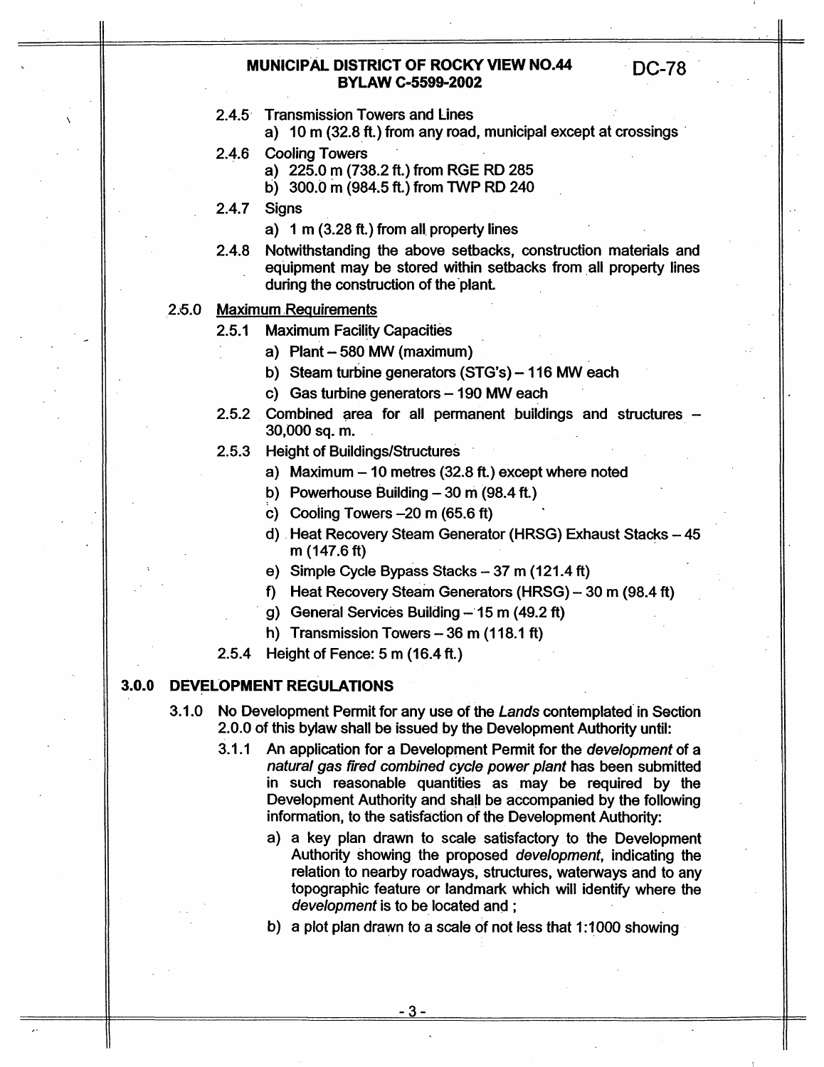2.4.5 Transmission Towers and Lines
   a) 10 m (32.8 ft.) from any road, municipal except at crossings

2.4.6 Cooling Towers
   a) 225.0 m (738.2 ft.) from RGE RD 285
   b) 300.0 m (984.5 ft.) from TWP RD 240

2.4.7 Signs
   a) 1 m (3.28 ft.) from all property lines

2.4.8 Notwithstanding the above setbacks, construction materials and equipment may be stored within setbacks from all property lines during the construction of the plant.

2.5.0 <u>Maximum Requirements</u>

2.5.1 Maximum Facility Capacities
   a) Plant – 580 MW (maximum)
   b) Steam turbine generators (STG's) – 116 MW each
   c) Gas turbine generators – 190 MW each

2.5.2 Combined area for all permanent buildings and structures – 30,000 sq. m.

2.5.3 Height of Buildings/Structures
   a) Maximum – 10 metres (32.8 ft.) except where noted
   b) Powerhouse Building – 30 m (98.4 ft.)
   c) Cooling Towers –20 m (65.6 ft)
   d) Heat Recovery Steam Generator (HRSG) Exhaust Stacks – 45 m (147.6 ft)
   e) Simple Cycle Bypass Stacks – 37 m (121.4 ft)
   f) Heat Recovery Steam Generators (HRSG) – 30 m (98.4 ft)
   g) General Services Building – 15 m (49.2 ft)
   h) Transmission Towers – 36 m (118.1 ft)

2.5.4 Height of Fence: 5 m (16.4 ft.)

## 3.0.0 DEVELOPMENT REGULATIONS

3.1.0 No Development Permit for any use of the *Lands* contemplated in Section 2.0.0 of this bylaw shall be issued by the Development Authority until:

3.1.1 An application for a Development Permit for the *development* of a *natural gas fired combined cycle power plant* has been submitted in such reasonable quantities as may be required by the Development Authority and shall be accompanied by the following information, to the satisfaction of the Development Authority:
   a) a key plan drawn to scale satisfactory to the Development Authority showing the proposed *development*, indicating the relation to nearby roadways, structures, waterways and to any topographic feature or landmark which will identify where the *development* is to be located and ;
   b) a plot plan drawn to a scale of not less that 1:1000 showing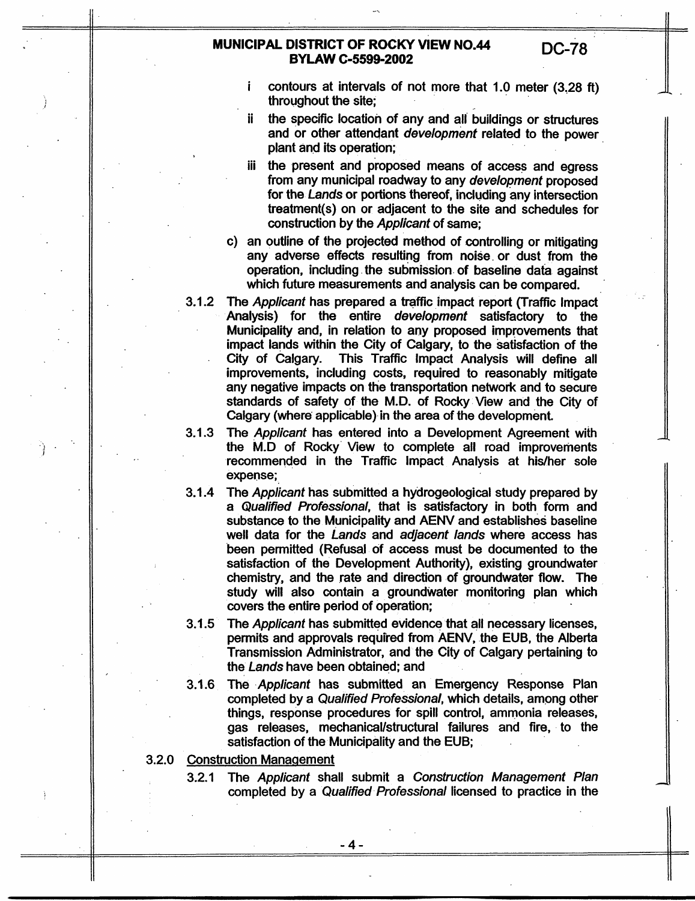i contours at intervals of not more that 1.0 meter (3.28 ft) throughout the site;

ii the specific location of any and all buildings or structures and or other attendant *development* related to the power plant and its operation;

iii the present and proposed means of access and egress from any municipal roadway to any *development* proposed for the *Lands* or portions thereof, including any intersection treatment(s) on or adjacent to the site and schedules for construction by the *Applicant* of same;

c) an outline of the projected method of controlling or mitigating any adverse effects resulting from noise or dust from the operation, including the submission of baseline data against which future measurements and analysis can be compared.

3.1.2 The *Applicant* has prepared a traffic impact report (Traffic Impact Analysis) for the entire *development* satisfactory to the Municipality and, in relation to any proposed improvements that impact lands within the City of Calgary, to the satisfaction of the City of Calgary. This Traffic Impact Analysis will define all improvements, including costs, required to reasonably mitigate any negative impacts on the transportation network and to secure standards of safety of the M.D. of Rocky View and the City of Calgary (where applicable) in the area of the development.

3.1.3 The *Applicant* has entered into a Development Agreement with the M.D of Rocky View to complete all road improvements recommended in the Traffic Impact Analysis at his/her sole expense;

3.1.4 The *Applicant* has submitted a hydrogeological study prepared by a *Qualified Professional*, that is satisfactory in both form and substance to the Municipality and AENV and establishes baseline well data for the *Lands* and *adjacent lands* where access has been permitted (Refusal of access must be documented to the satisfaction of the Development Authority), existing groundwater chemistry, and the rate and direction of groundwater flow. The study will also contain a groundwater monitoring plan which covers the entire period of operation;

3.1.5 The *Applicant* has submitted evidence that all necessary licenses, permits and approvals required from AENV, the EUB, the Alberta Transmission Administrator, and the City of Calgary pertaining to the *Lands* have been obtained; and

3.1.6 The *Applicant* has submitted an Emergency Response Plan completed by a *Qualified Professional*, which details, among other things, response procedures for spill control, ammonia releases, gas releases, mechanical/structural failures and fire, to the satisfaction of the Municipality and the EUB;

3.2.0 <u>Construction Management</u>

3.2.1 The *Applicant* shall submit a *Construction Management Plan* completed by a *Qualified Professional* licensed to practice in the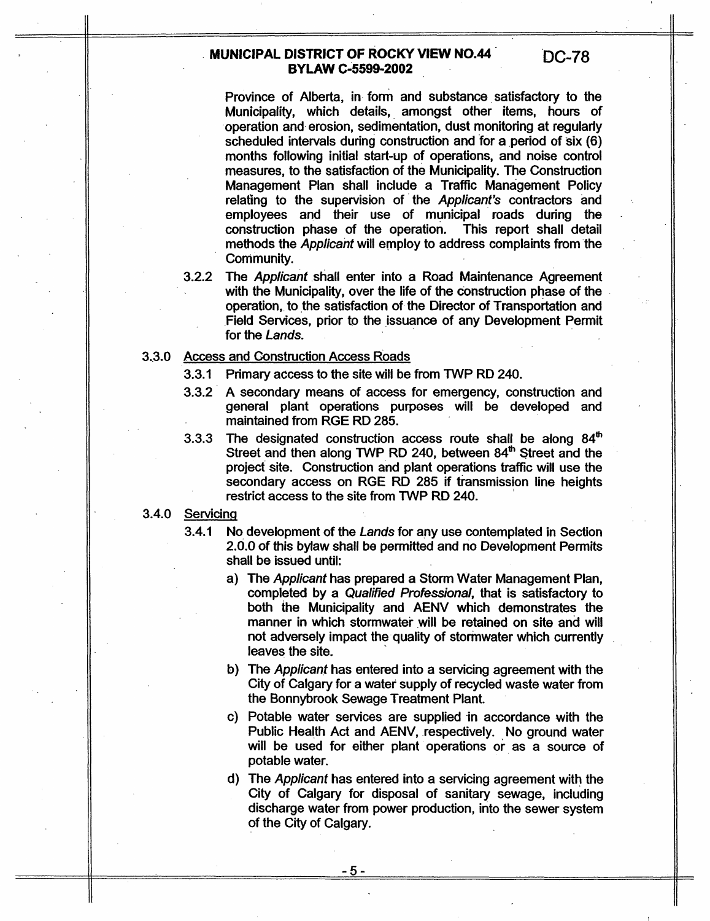Province of Alberta, in form and substance satisfactory to the Municipality, which details, amongst other items, hours of operation and erosion, sedimentation, dust monitoring at regularly scheduled intervals during construction and for a period of six (6) months following initial start-up of operations, and noise control measures, to the satisfaction of the Municipality. The Construction Management Plan shall include a Traffic Management Policy relating to the supervision of the *Applicant's* contractors and employees and their use of municipal roads during the construction phase of the operation. This report shall detail methods the *Applicant* will employ to address complaints from the Community.

3.2.2 The *Applicant* shall enter into a Road Maintenance Agreement with the Municipality, over the life of the construction phase of the operation, to the satisfaction of the Director of Transportation and Field Services, prior to the issuance of any Development Permit for the *Lands*.

3.3.0 <u>Access and Construction Access Roads</u>

3.3.1 Primary access to the site will be from TWP RD 240.

3.3.2 A secondary means of access for emergency, construction and general plant operations purposes will be developed and maintained from RGE RD 285.

3.3.3 The designated construction access route shall be along 84th Street and then along TWP RD 240, between 84th Street and the project site. Construction and plant operations traffic will use the secondary access on RGE RD 285 if transmission line heights restrict access to the site from TWP RD 240.

3.4.0 <u>Servicing</u>

3.4.1 No development of the *Lands* for any use contemplated in Section 2.0.0 of this bylaw shall be permitted and no Development Permits shall be issued until:

a) The *Applicant* has prepared a Storm Water Management Plan, completed by a *Qualified Professional*, that is satisfactory to both the Municipality and AENV which demonstrates the manner in which stormwater will be retained on site and will not adversely impact the quality of stormwater which currently leaves the site.

b) The *Applicant* has entered into a servicing agreement with the City of Calgary for a water supply of recycled waste water from the Bonnybrook Sewage Treatment Plant.

c) Potable water services are supplied in accordance with the Public Health Act and AENV, respectively. No ground water will be used for either plant operations or as a source of potable water.

d) The *Applicant* has entered into a servicing agreement with the City of Calgary for disposal of sanitary sewage, including discharge water from power production, into the sewer system of the City of Calgary.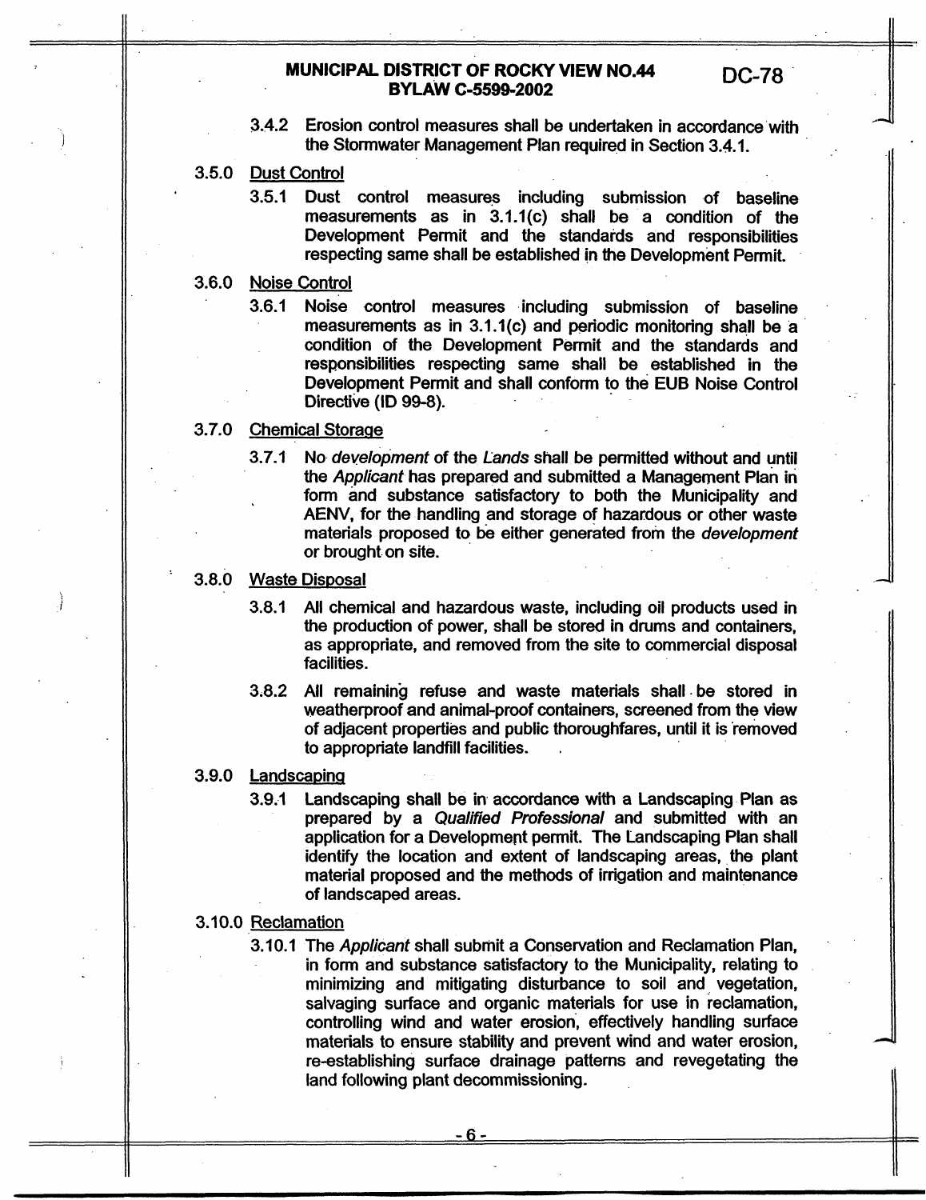3.4.2 Erosion control measures shall be undertaken in accordance with the Stormwater Management Plan required in Section 3.4.1.

3.5.0 <u>Dust Control</u>

3.5.1 Dust control measures including submission of baseline measurements as in 3.1.1(c) shall be a condition of the Development Permit and the standards and responsibilities respecting same shall be established in the Development Permit.

3.6.0 <u>Noise Control</u>

3.6.1 Noise control measures including submission of baseline measurements as in 3.1.1(c) and periodic monitoring shall be a condition of the Development Permit and the standards and responsibilities respecting same shall be established in the Development Permit and shall conform to the EUB Noise Control Directive (ID 99-8).

3.7.0 <u>Chemical Storage</u>

3.7.1 No *development* of the *Lands* shall be permitted without and until the *Applicant* has prepared and submitted a Management Plan in form and substance satisfactory to both the Municipality and AENV, for the handling and storage of hazardous or other waste materials proposed to be either generated from the *development* or brought on site.

3.8.0 <u>Waste Disposal</u>

3.8.1 All chemical and hazardous waste, including oil products used in the production of power, shall be stored in drums and containers, as appropriate, and removed from the site to commercial disposal facilities.

3.8.2 All remaining refuse and waste materials shall be stored in weatherproof and animal-proof containers, screened from the view of adjacent properties and public thoroughfares, until it is removed to appropriate landfill facilities.

3.9.0 <u>Landscaping</u>

3.9.1 Landscaping shall be in accordance with a Landscaping Plan as prepared by a *Qualified Professional* and submitted with an application for a Development permit. The Landscaping Plan shall identify the location and extent of landscaping areas, the plant material proposed and the methods of irrigation and maintenance of landscaped areas.

3.10.0 <u>Reclamation</u>

3.10.1 The *Applicant* shall submit a Conservation and Reclamation Plan, in form and substance satisfactory to the Municipality, relating to minimizing and mitigating disturbance to soil and vegetation, salvaging surface and organic materials for use in reclamation, controlling wind and water erosion, effectively handling surface materials to ensure stability and prevent wind and water erosion, re-establishing surface drainage patterns and revegetating the land following plant decommissioning.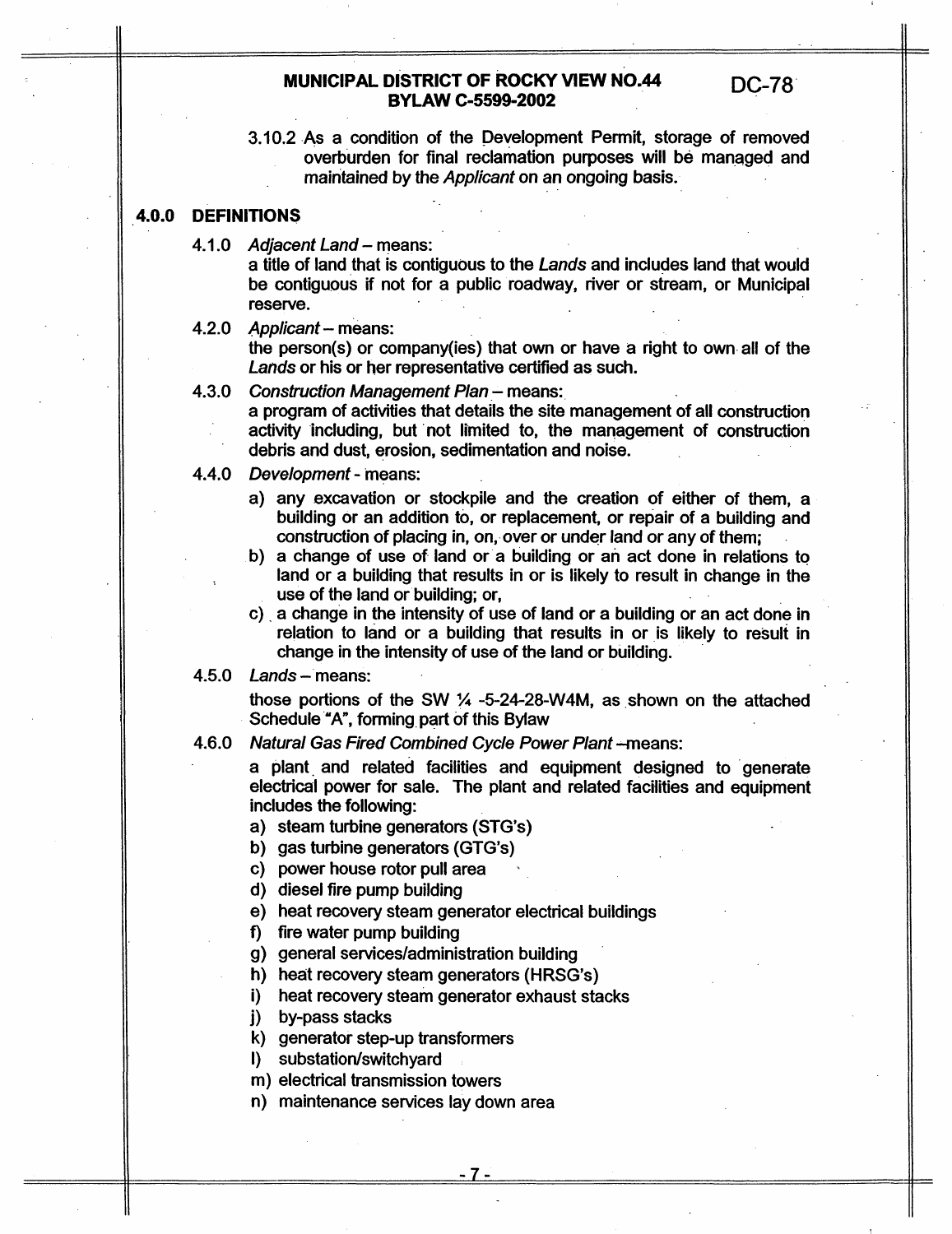3.10.2 As a condition of the Development Permit, storage of removed overburden for final reclamation purposes will be managed and maintained by the *Applicant* on an ongoing basis.

## 4.0.0 DEFINITIONS

4.1.0 *Adjacent Land* – means:
a title of land that is contiguous to the *Lands* and includes land that would be contiguous if not for a public roadway, river or stream, or Municipal reserve.

4.2.0 *Applicant* – means:
the person(s) or company(ies) that own or have a right to own all of the *Lands* or his or her representative certified as such.

4.3.0 *Construction Management Plan* – means:
a program of activities that details the site management of all construction activity including, but not limited to, the management of construction debris and dust, erosion, sedimentation and noise.

4.4.0 *Development* - means:

a) any excavation or stockpile and the creation of either of them, a building or an addition to, or replacement, or repair of a building and construction of placing in, on, over or under land or any of them;
b) a change of use of land or a building or an act done in relations to land or a building that results in or is likely to result in change in the use of the land or building; or,
c) a change in the intensity of use of land or a building or an act done in relation to land or a building that results in or is likely to result in change in the intensity of use of the land or building.

4.5.0 *Lands* – means:
those portions of the SW ¼ -5-24-28-W4M, as shown on the attached Schedule "A", forming part of this Bylaw

4.6.0 *Natural Gas Fired Combined Cycle Power Plant* –means:
a plant and related facilities and equipment designed to generate electrical power for sale. The plant and related facilities and equipment includes the following:

a) steam turbine generators (STG's)
b) gas turbine generators (GTG's)
c) power house rotor pull area
d) diesel fire pump building
e) heat recovery steam generator electrical buildings
f) fire water pump building
g) general services/administration building
h) heat recovery steam generators (HRSG's)
i) heat recovery steam generator exhaust stacks
j) by-pass stacks
k) generator step-up transformers
l) substation/switchyard
m) electrical transmission towers
n) maintenance services lay down area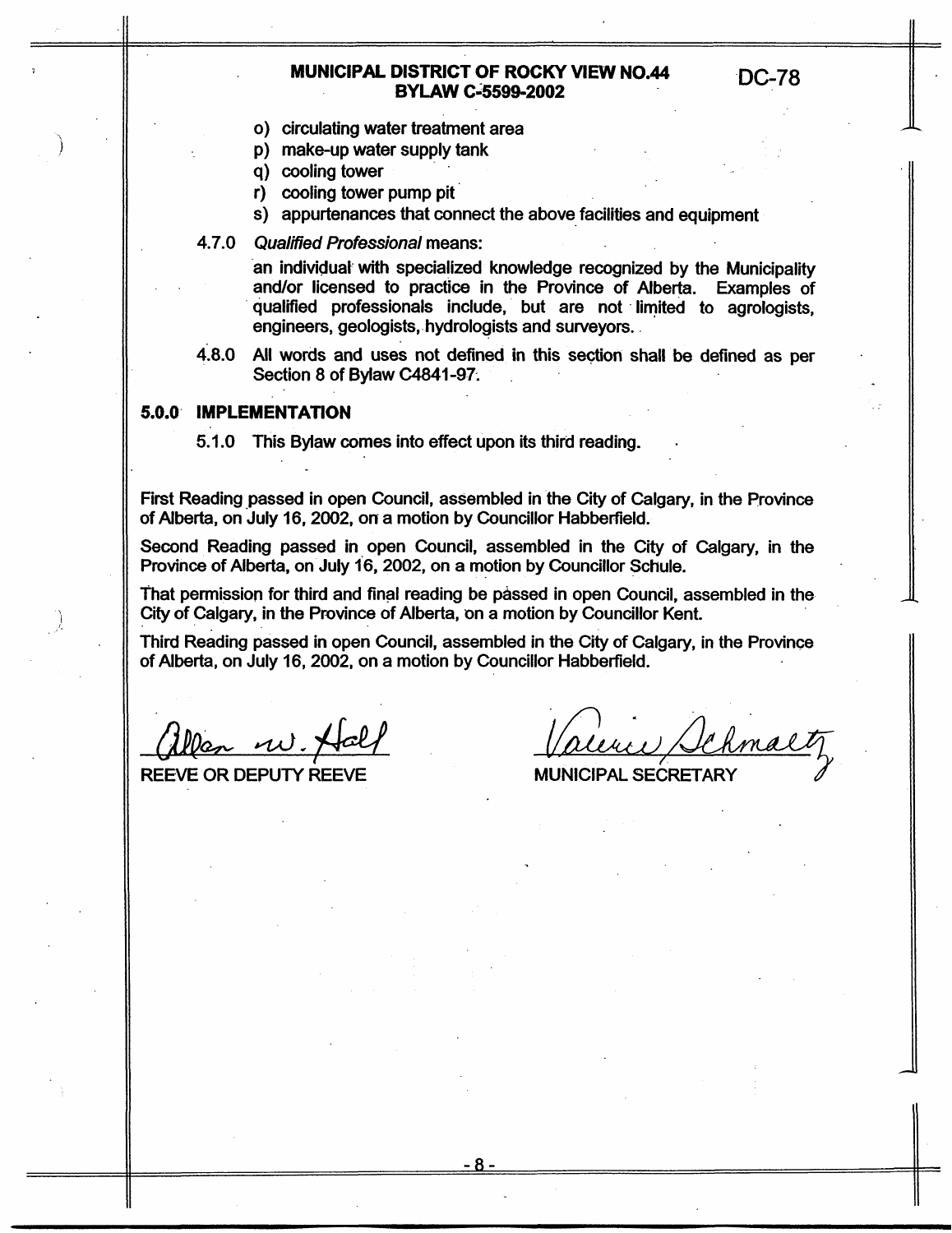o) circulating water treatment area
p) make-up water supply tank
q) cooling tower
r) cooling tower pump pit
s) appurtenances that connect the above facilities and equipment

4.7.0 *Qualified Professional* means:

an individual with specialized knowledge recognized by the Municipality and/or licensed to practice in the Province of Alberta. Examples of qualified professionals include, but are not limited to agrologists, engineers, geologists, hydrologists and surveyors.

4.8.0 All words and uses not defined in this section shall be defined as per Section 8 of Bylaw C4841-97.

## 5.0.0 IMPLEMENTATION

5.1.0 This Bylaw comes into effect upon its third reading.

First Reading passed in open Council, assembled in the City of Calgary, in the Province of Alberta, on July 16, 2002, on a motion by Councillor Habberfield.

Second Reading passed in open Council, assembled in the City of Calgary, in the Province of Alberta, on July 16, 2002, on a motion by Councillor Schule.

That permission for third and final reading be passed in open Council, assembled in the City of Calgary, in the Province of Alberta, on a motion by Councillor Kent.

Third Reading passed in open Council, assembled in the City of Calgary, in the Province of Alberta, on July 16, 2002, on a motion by Councillor Habberfield.

Allan W. Hall
REEVE OR DEPUTY REEVE

Valerie Schmaltz
MUNICIPAL SECRETARY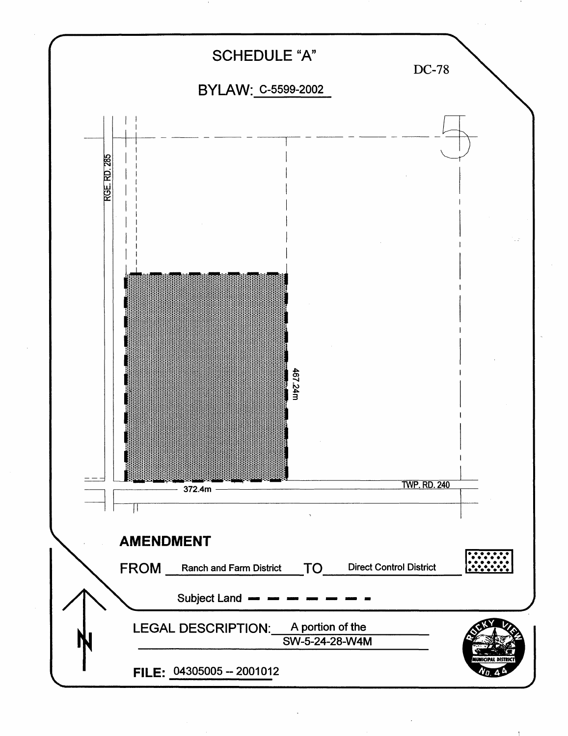# SCHEDULE "A"

DC-78

BYLAW: C-5599-2002

RGE. RD. 285

5

467.24m

372.4m

TWP. RD. 240

**AMENDMENT**

FROM Ranch and Farm District TO Direct Control District

Subject Land

LEGAL DESCRIPTION: A portion of the SW-5-24-28-W4M

**FILE:** 04305005 – 2001012

ROCKY VIEW MUNICIPAL DISTRICT NO. 44